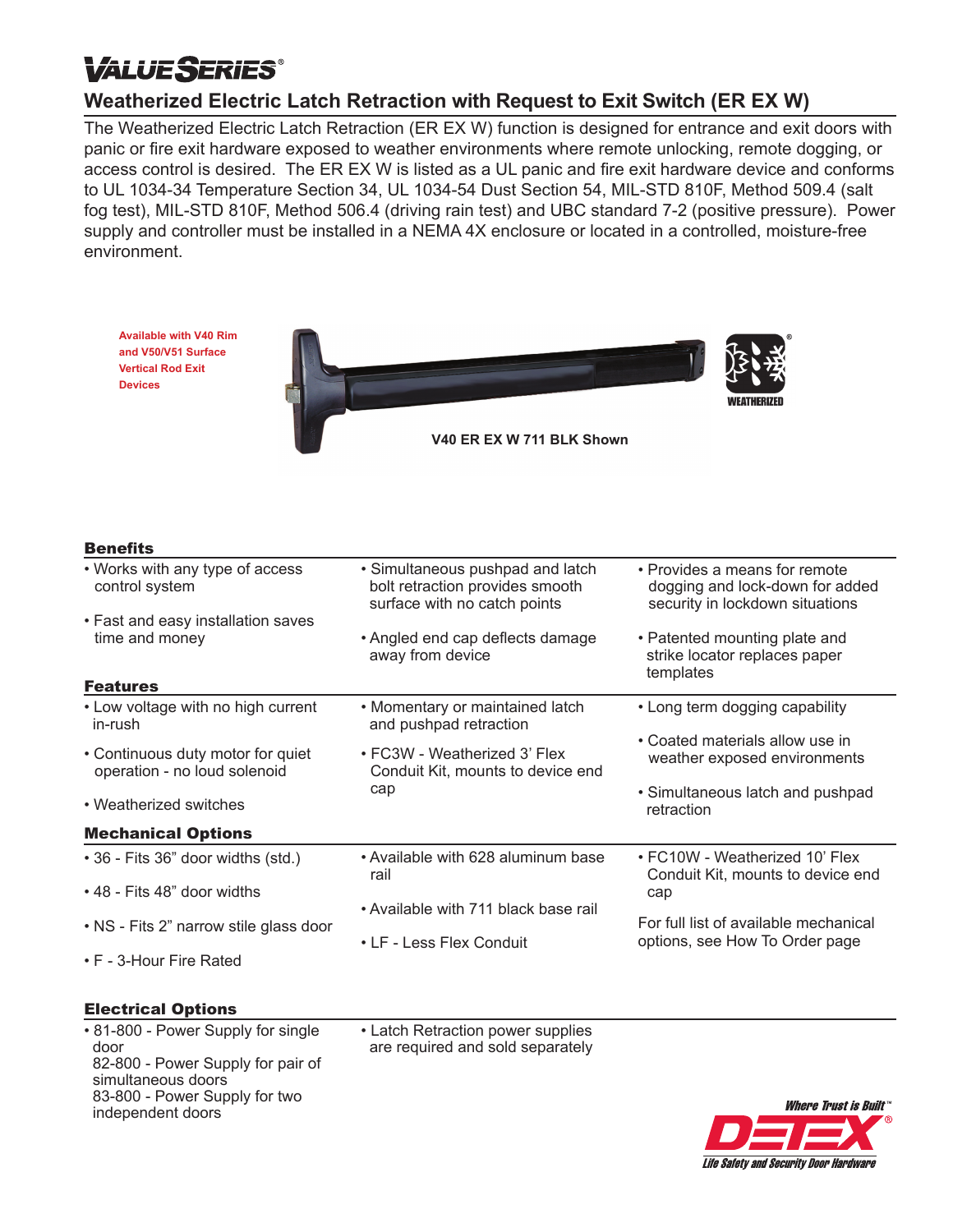# VALUE SERIES®

## Weatherized Electric Latch Retraction with Request to Exit Switch (ER EX W)

The Weatherized Electric Latch Retraction (ER EX W) function is designed for entrance and exit doors with panic or fire exit hardware exposed to weather environments where remote unlocking, remote dogging, or access control is desired. The ER EX W is listed as a UL panic and fire exit hardware device and conforms to UL 1034-34 Temperature Section 34, UL 1034-54 Dust Section 54, MIL-STD 810F, Method 509.4 (salt fog test), MIL-STD 810F, Method 506.4 (driving rain test) and UBC standard 7-2 (positive pressure). Power supply and controller must be installed in a NEMA 4X enclosure or located in a controlled, moisture-free environment.

Available with V40 Rim and V50/V51 Surface Vertical Rod Exit Devices

V40 ER EX W 711 BLK Shown

WEATHERIZED

### Benefits

- Works with any type of access control system
- Fast and easy installation saves time and money
- Simultaneous pushpad and latch bolt retraction provides smooth surface with no catch points
- Angled end cap deflects damage away from device
- Provides a means for remote dogging and lock-down for added security in lockdown situations
- Patented mounting plate and strike locator replaces paper templates

### Features

- Low voltage with no high current in-rush
- Continuous duty motor for quiet operation - no loud solenoid
- Weatherized switches
- Momentary or maintained latch and pushpad retraction
- FC3W - Weatherized 3' Flex Conduit Kit, mounts to device end cap
- Long term dogging capability
- Coated materials allow use in weather exposed environments
- Simultaneous latch and pushpad retraction

### Mechanical Options

- 36 - Fits 36" door widths (std.)
- 48 - Fits 48" door widths
- NS - Fits 2" narrow stile glass door
- F - 3-Hour Fire Rated
- Available with 628 aluminum base rail
- Available with 711 black base rail
- LF - Less Flex Conduit
- FC10W - Weatherized 10' Flex Conduit Kit, mounts to device end cap

For full list of available mechanical options, see How To Order page

### Electrical Options

- 81-800 - Power Supply for single door
  82-800 - Power Supply for pair of simultaneous doors
  83-800 - Power Supply for two independent doors
- Latch Retraction power supplies are required and sold separately

Where Trust is Built™
DETEX®
Life Safety and Security Door Hardware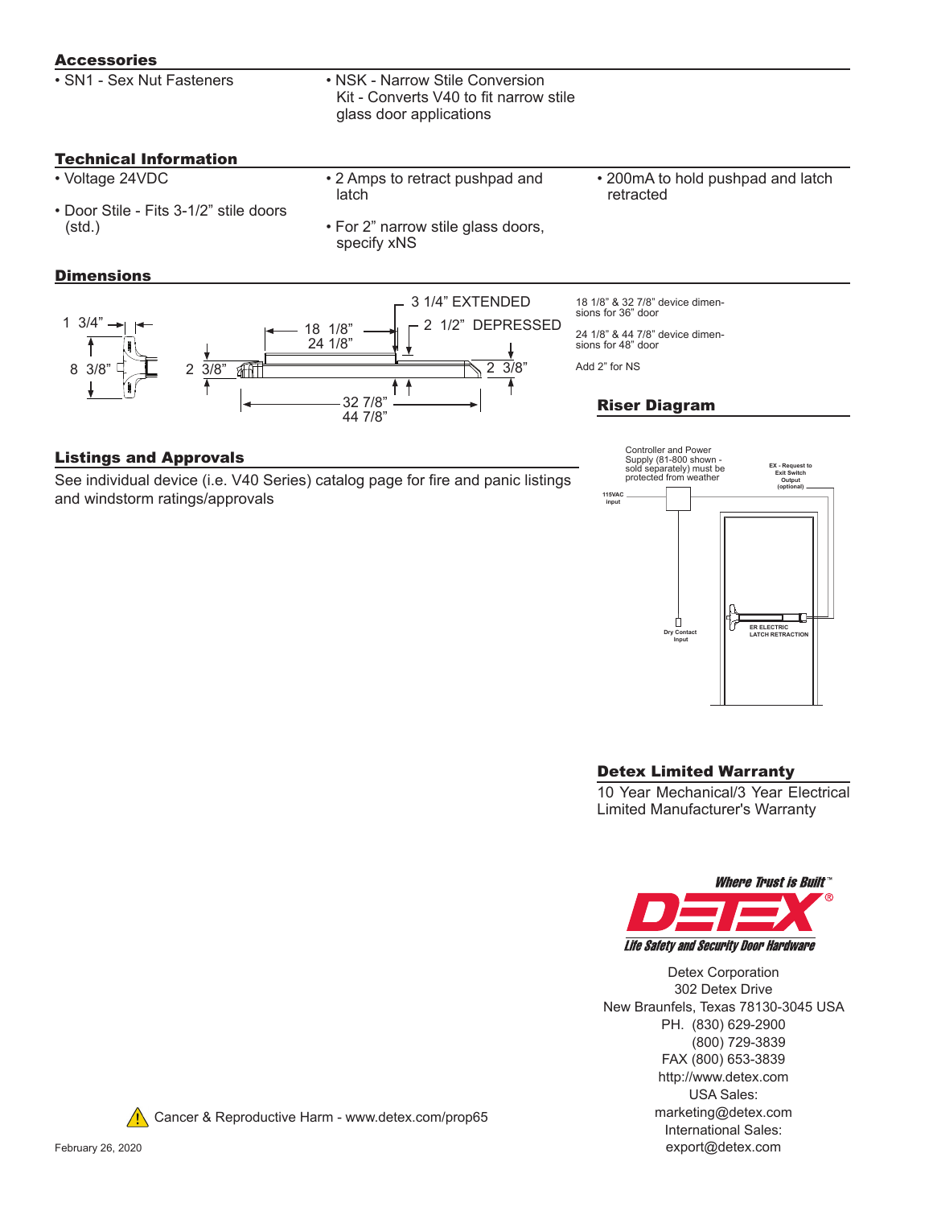## Accessories

- SN1 - Sex Nut Fasteners
- NSK - Narrow Stile Conversion Kit - Converts V40 to fit narrow stile glass door applications

## Technical Information

- Voltage 24VDC
- Door Stile - Fits 3-1/2" stile doors (std.)
- 2 Amps to retract pushpad and latch
- For 2" narrow stile glass doors, specify xNS
- 200mA to hold pushpad and latch retracted

## Dimensions

1 3/4"
8 3/8"
2 3/8"
18 1/8"
24 1/8"
3 1/4" EXTENDED
2 1/2" DEPRESSED
2 3/8"
32 7/8"
44 7/8"

18 1/8" & 32 7/8" device dimensions for 36" door

24 1/8" & 44 7/8" device dimensions for 48" door

Add 2" for NS

## Listings and Approvals

See individual device (i.e. V40 Series) catalog page for fire and panic listings and windstorm ratings/approvals

## Riser Diagram

Controller and Power Supply (81-800 shown - sold separately) must be protected from weather

EX - Request to Exit Switch Output (optional)

115VAC input

Dry Contact Input

ER ELECTRIC LATCH RETRACTION

## Detex Limited Warranty

10 Year Mechanical/3 Year Electrical Limited Manufacturer's Warranty

Where Trust is Built™

DETEX®

Life Safety and Security Door Hardware

Detex Corporation
302 Detex Drive
New Braunfels, Texas 78130-3045 USA
PH. (830) 629-2900
(800) 729-3839
FAX (800) 653-3839
http://www.detex.com
USA Sales:
marketing@detex.com
International Sales:
export@detex.com

Cancer & Reproductive Harm - www.detex.com/prop65

February 26, 2020